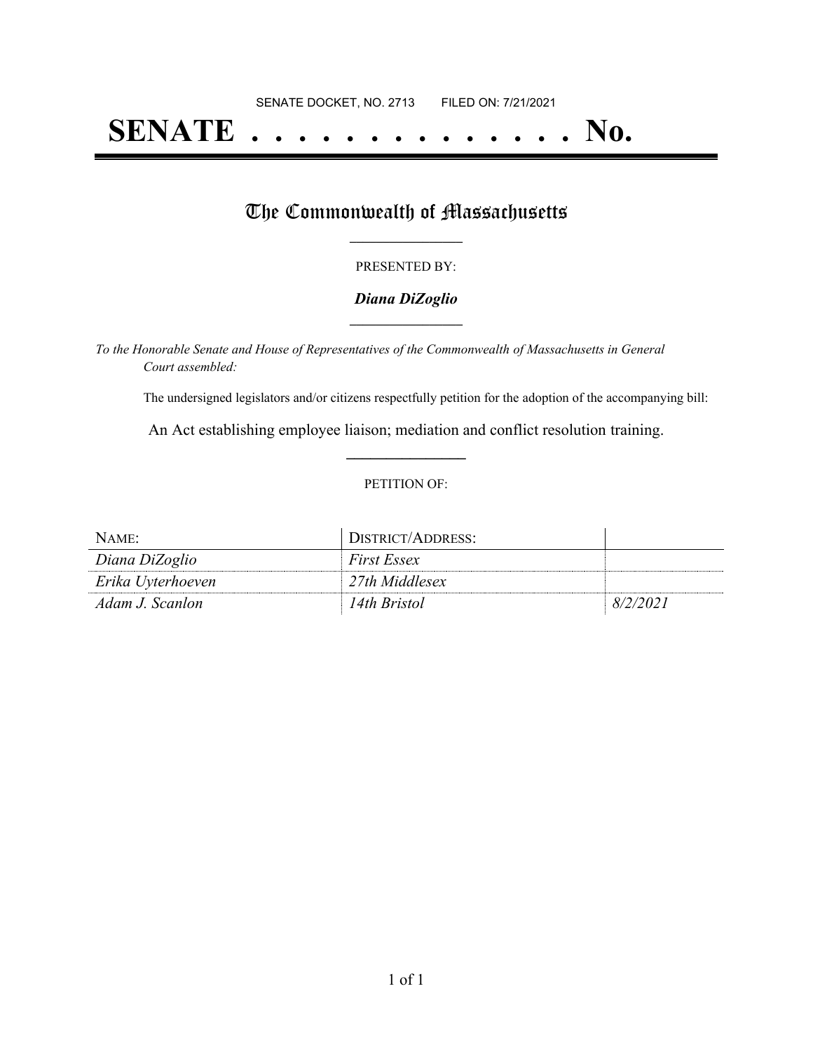SENATE DOCKET, NO. 2713        FILED ON: 7/21/2021

# SENATE . . . . . . . . . . . . . . No.

## The Commonwealth of Massachusetts

PRESENTED BY:

***Diana DiZoglio***

*To the Honorable Senate and House of Representatives of the Commonwealth of Massachusetts in General Court assembled:*

The undersigned legislators and/or citizens respectfully petition for the adoption of the accompanying bill:

An Act establishing employee liaison; mediation and conflict resolution training.

PETITION OF:

| NAME: | DISTRICT/ADDRESS: | |
|---|---|---|
| *Diana DiZoglio* | *First Essex* | |
| *Erika Uyterhoeven* | *27th Middlesex* | |
| *Adam J. Scanlon* | *14th Bristol* | *8/2/2021* |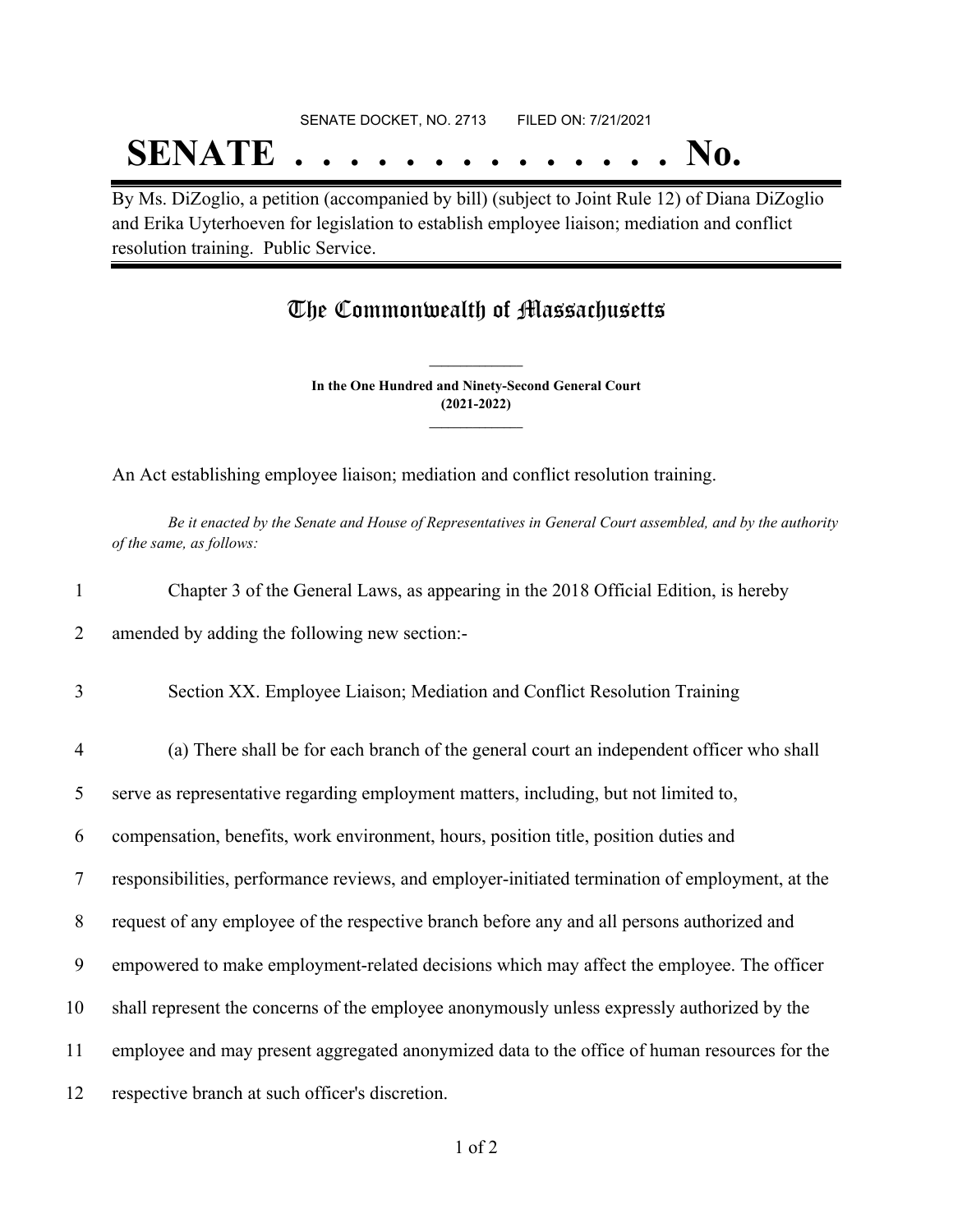SENATE DOCKET, NO. 2713 FILED ON: 7/21/2021

# SENATE . . . . . . . . . . . . . . No.

By Ms. DiZoglio, a petition (accompanied by bill) (subject to Joint Rule 12) of Diana DiZoglio and Erika Uyterhoeven for legislation to establish employee liaison; mediation and conflict resolution training. Public Service.

## The Commonwealth of Massachusetts

**In the One Hundred and Ninety-Second General Court (2021-2022)**

An Act establishing employee liaison; mediation and conflict resolution training.

*Be it enacted by the Senate and House of Representatives in General Court assembled, and by the authority of the same, as follows:*

1 Chapter 3 of the General Laws, as appearing in the 2018 Official Edition, is hereby
2 amended by adding the following new section:-

3 Section XX. Employee Liaison; Mediation and Conflict Resolution Training

4 (a) There shall be for each branch of the general court an independent officer who shall
5 serve as representative regarding employment matters, including, but not limited to,
6 compensation, benefits, work environment, hours, position title, position duties and
7 responsibilities, performance reviews, and employer-initiated termination of employment, at the
8 request of any employee of the respective branch before any and all persons authorized and
9 empowered to make employment-related decisions which may affect the employee. The officer
10 shall represent the concerns of the employee anonymously unless expressly authorized by the
11 employee and may present aggregated anonymized data to the office of human resources for the
12 respective branch at such officer's discretion.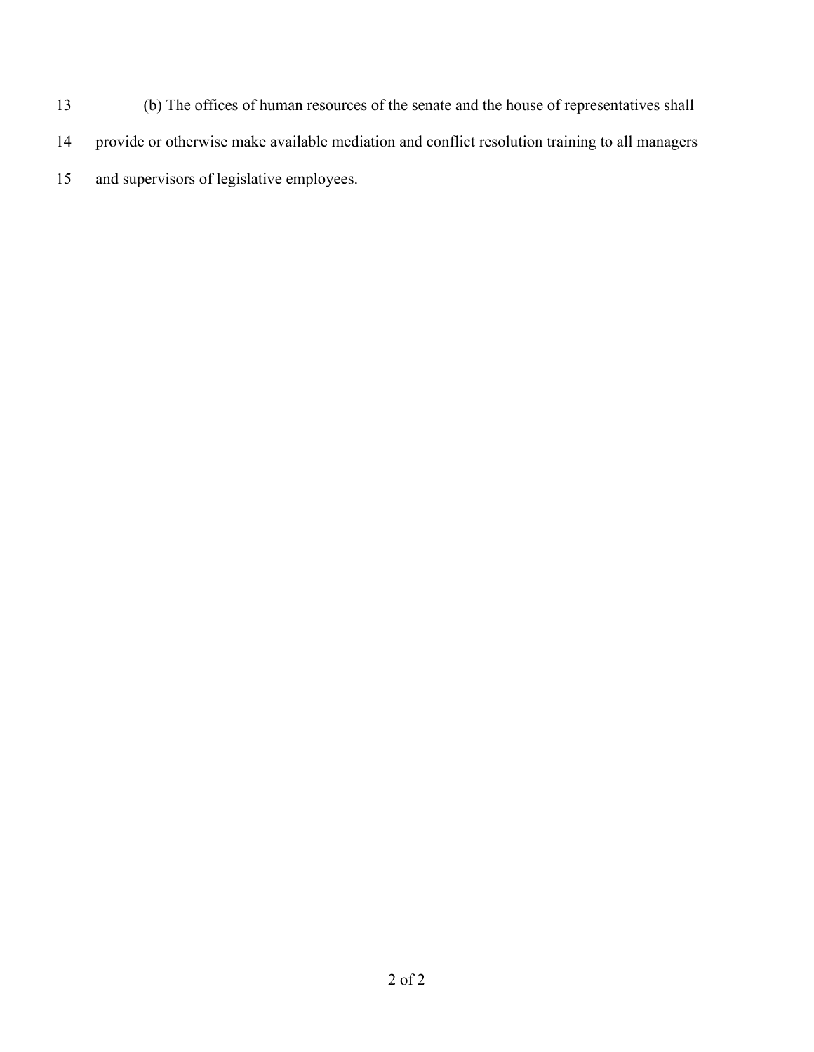(b) The offices of human resources of the senate and the house of representatives shall provide or otherwise make available mediation and conflict resolution training to all managers and supervisors of legislative employees.